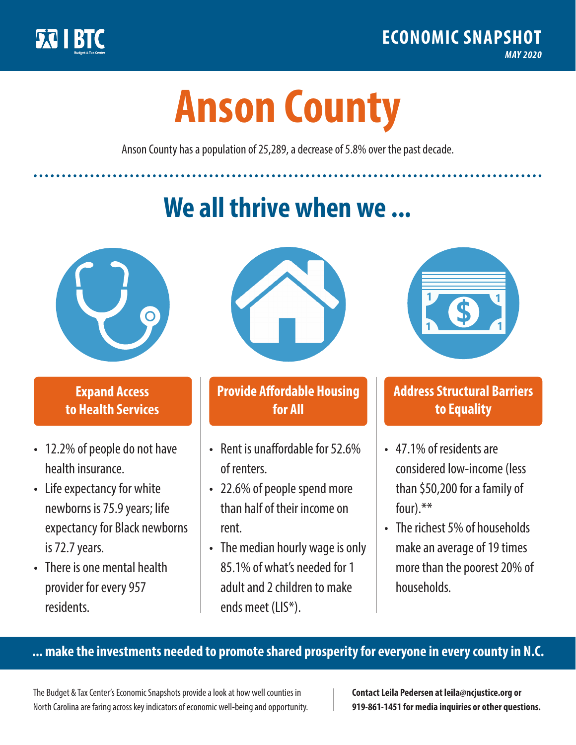BTC Budget & Tax Center

ECONOMIC SNAPSHOT

*MAY 2020*

# Anson County

Anson County has a population of 25,289, a decrease of 5.8% over the past decade.

## We all thrive when we ...

### Expand Access to Health Services

- 12.2% of people do not have health insurance.
- Life expectancy for white newborns is 75.9 years; life expectancy for Black newborns is 72.7 years.
- There is one mental health provider for every 957 residents.

### Provide Affordable Housing for All

- Rent is unaffordable for 52.6% of renters.
- 22.6% of people spend more than half of their income on rent.
- The median hourly wage is only 85.1% of what's needed for 1 adult and 2 children to make ends meet (LIS*).

### Address Structural Barriers to Equality

- 47.1% of residents are considered low-income (less than $50,200 for a family of four).**
- The richest 5% of households make an average of 19 times more than the poorest 20% of households.

**... make the investments needed to promote shared prosperity for everyone in every county in N.C.**

The Budget & Tax Center's Economic Snapshots provide a look at how well counties in North Carolina are faring across key indicators of economic well-being and opportunity.

**Contact Leila Pedersen at leila@ncjustice.org or 919-861-1451 for media inquiries or other questions.**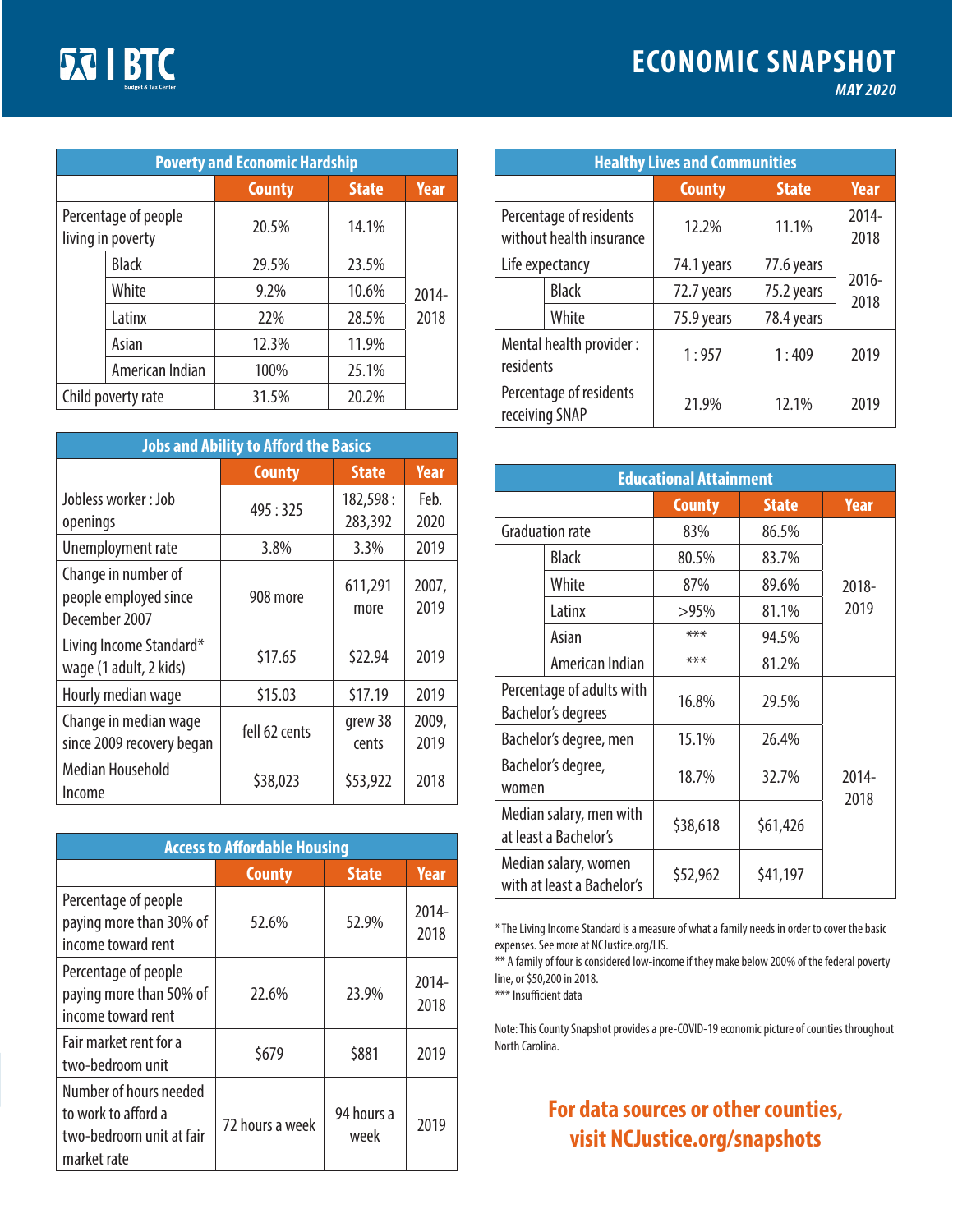BTC

# ECONOMIC SNAPSHOT

*MAY 2020*

## Poverty and Economic Hardship

| | | County | State | Year |
|---|---|---|---|---|
| Percentage of people living in poverty | | 20.5% | 14.1% | 2014-2018 |
| | Black | 29.5% | 23.5% | |
| | White | 9.2% | 10.6% | |
| | Latinx | 22% | 28.5% | |
| | Asian | 12.3% | 11.9% | |
| | American Indian | 100% | 25.1% | |
| Child poverty rate | | 31.5% | 20.2% | |

## Jobs and Ability to Afford the Basics

| | County | State | Year |
|---|---|---|---|
| Jobless worker : Job openings | 495 : 325 | 182,598 : 283,392 | Feb. 2020 |
| Unemployment rate | 3.8% | 3.3% | 2019 |
| Change in number of people employed since December 2007 | 908 more | 611,291 more | 2007, 2019 |
| Living Income Standard* wage (1 adult, 2 kids) | $17.65 | $22.94 | 2019 |
| Hourly median wage | $15.03 | $17.19 | 2019 |
| Change in median wage since 2009 recovery began | fell 62 cents | grew 38 cents | 2009, 2019 |
| Median Household Income | $38,023 | $53,922 | 2018 |

## Access to Affordable Housing

| | County | State | Year |
|---|---|---|---|
| Percentage of people paying more than 30% of income toward rent | 52.6% | 52.9% | 2014-2018 |
| Percentage of people paying more than 50% of income toward rent | 22.6% | 23.9% | 2014-2018 |
| Fair market rent for a two-bedroom unit | $679 | $881 | 2019 |
| Number of hours needed to work to afford a two-bedroom unit at fair market rate | 72 hours a week | 94 hours a week | 2019 |

## Healthy Lives and Communities

| | | County | State | Year |
|---|---|---|---|---|
| Percentage of residents without health insurance | | 12.2% | 11.1% | 2014-2018 |
| Life expectancy | | 74.1 years | 77.6 years | 2016-2018 |
| | Black | 72.7 years | 75.2 years | |
| | White | 75.9 years | 78.4 years | |
| Mental health provider : residents | | 1 : 957 | 1 : 409 | 2019 |
| Percentage of residents receiving SNAP | | 21.9% | 12.1% | 2019 |

## Educational Attainment

| | | County | State | Year |
|---|---|---|---|---|
| Graduation rate | | 83% | 86.5% | 2018-2019 |
| | Black | 80.5% | 83.7% | |
| | White | 87% | 89.6% | |
| | Latinx | >95% | 81.1% | |
| | Asian | *** | 94.5% | |
| | American Indian | *** | 81.2% | |
| Percentage of adults with Bachelor's degrees | | 16.8% | 29.5% | 2014-2018 |
| Bachelor's degree, men | | 15.1% | 26.4% | |
| Bachelor's degree, women | | 18.7% | 32.7% | |
| Median salary, men with at least a Bachelor's | | $38,618 | $61,426 | |
| Median salary, women with at least a Bachelor's | | $52,962 | $41,197 | |

* The Living Income Standard is a measure of what a family needs in order to cover the basic expenses. See more at NCJustice.org/LIS.

** A family of four is considered low-income if they make below 200% of the federal poverty line, or $50,200 in 2018.

*** Insufficient data

Note: This County Snapshot provides a pre-COVID-19 economic picture of counties throughout North Carolina.

**For data sources or other counties, visit NCJustice.org/snapshots**